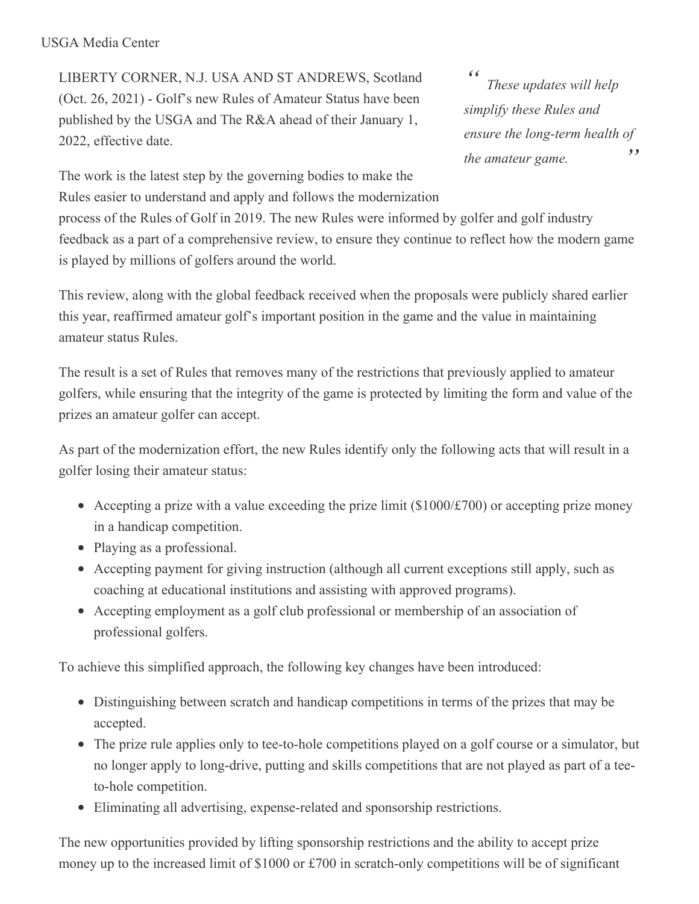USGA Media Center

LIBERTY CORNER, N.J. USA AND ST ANDREWS, Scotland (Oct. 26, 2021) - Golf's new Rules of Amateur Status have been published by the USGA and The R&A ahead of their January 1, 2022, effective date.

> *"These updates will help simplify these Rules and ensure the long-term health of the amateur game."*

The work is the latest step by the governing bodies to make the Rules easier to understand and apply and follows the modernization process of the Rules of Golf in 2019. The new Rules were informed by golfer and golf industry feedback as a part of a comprehensive review, to ensure they continue to reflect how the modern game is played by millions of golfers around the world.

This review, along with the global feedback received when the proposals were publicly shared earlier this year, reaffirmed amateur golf's important position in the game and the value in maintaining amateur status Rules.

The result is a set of Rules that removes many of the restrictions that previously applied to amateur golfers, while ensuring that the integrity of the game is protected by limiting the form and value of the prizes an amateur golfer can accept.

As part of the modernization effort, the new Rules identify only the following acts that will result in a golfer losing their amateur status:

- Accepting a prize with a value exceeding the prize limit ($1000/£700) or accepting prize money in a handicap competition.
- Playing as a professional.
- Accepting payment for giving instruction (although all current exceptions still apply, such as coaching at educational institutions and assisting with approved programs).
- Accepting employment as a golf club professional or membership of an association of professional golfers.

To achieve this simplified approach, the following key changes have been introduced:

- Distinguishing between scratch and handicap competitions in terms of the prizes that may be accepted.
- The prize rule applies only to tee-to-hole competitions played on a golf course or a simulator, but no longer apply to long-drive, putting and skills competitions that are not played as part of a tee-to-hole competition.
- Eliminating all advertising, expense-related and sponsorship restrictions.

The new opportunities provided by lifting sponsorship restrictions and the ability to accept prize money up to the increased limit of $1000 or £700 in scratch-only competitions will be of significant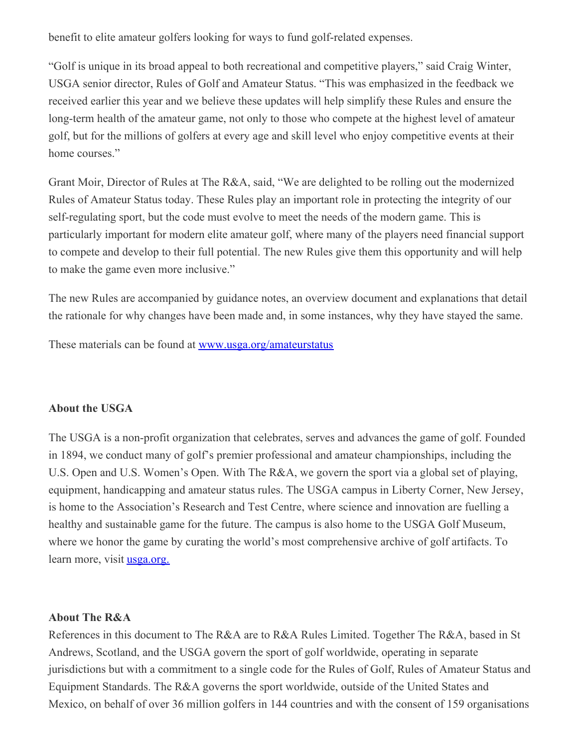benefit to elite amateur golfers looking for ways to fund golf-related expenses.

"Golf is unique in its broad appeal to both recreational and competitive players," said Craig Winter, USGA senior director, Rules of Golf and Amateur Status. "This was emphasized in the feedback we received earlier this year and we believe these updates will help simplify these Rules and ensure the long-term health of the amateur game, not only to those who compete at the highest level of amateur golf, but for the millions of golfers at every age and skill level who enjoy competitive events at their home courses."

Grant Moir, Director of Rules at The R&A, said, "We are delighted to be rolling out the modernized Rules of Amateur Status today. These Rules play an important role in protecting the integrity of our self-regulating sport, but the code must evolve to meet the needs of the modern game. This is particularly important for modern elite amateur golf, where many of the players need financial support to compete and develop to their full potential. The new Rules give them this opportunity and will help to make the game even more inclusive."

The new Rules are accompanied by guidance notes, an overview document and explanations that detail the rationale for why changes have been made and, in some instances, why they have stayed the same.

These materials can be found at [www.usga.org/amateurstatus](www.usga.org/amateurstatus)

**About the USGA**

The USGA is a non-profit organization that celebrates, serves and advances the game of golf. Founded in 1894, we conduct many of golf's premier professional and amateur championships, including the U.S. Open and U.S. Women's Open. With The R&A, we govern the sport via a global set of playing, equipment, handicapping and amateur status rules. The USGA campus in Liberty Corner, New Jersey, is home to the Association's Research and Test Centre, where science and innovation are fuelling a healthy and sustainable game for the future. The campus is also home to the USGA Golf Museum, where we honor the game by curating the world's most comprehensive archive of golf artifacts. To learn more, visit [usga.org.](usga.org)

**About The R&A**

References in this document to The R&A are to R&A Rules Limited. Together The R&A, based in St Andrews, Scotland, and the USGA govern the sport of golf worldwide, operating in separate jurisdictions but with a commitment to a single code for the Rules of Golf, Rules of Amateur Status and Equipment Standards. The R&A governs the sport worldwide, outside of the United States and Mexico, on behalf of over 36 million golfers in 144 countries and with the consent of 159 organisations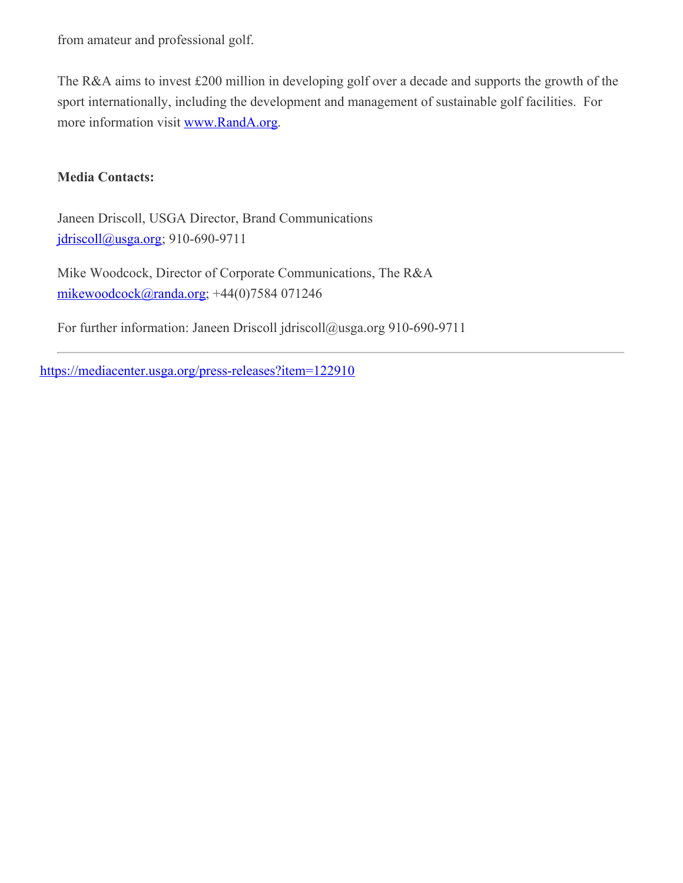from amateur and professional golf.

The R&A aims to invest £200 million in developing golf over a decade and supports the growth of the sport internationally, including the development and management of sustainable golf facilities. For more information visit [www.RandA.org](http://www.RandA.org).

**Media Contacts:**

Janeen Driscoll, USGA Director, Brand Communications
[jdriscoll@usga.org](mailto:jdriscoll@usga.org); 910-690-9711

Mike Woodcock, Director of Corporate Communications, The R&A
[mikewoodcock@randa.org](mailto:mikewoodcock@randa.org); +44(0)7584 071246

For further information: Janeen Driscoll jdriscoll@usga.org 910-690-9711

---

[https://mediacenter.usga.org/press-releases?item=122910](https://mediacenter.usga.org/press-releases?item=122910)